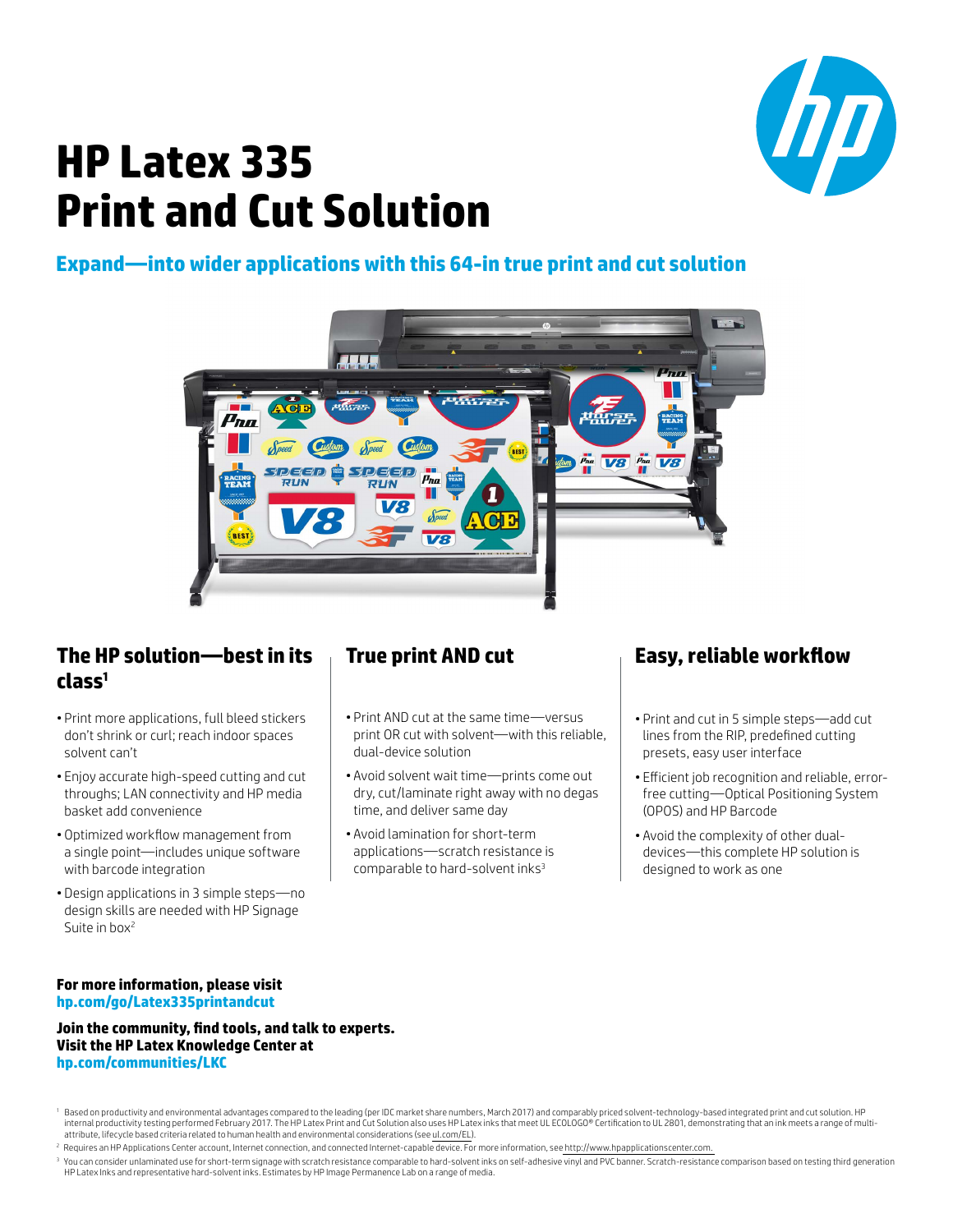# HP Latex 335 Print and Cut Solution

## Expand—into wider applications with this 64-in true print and cut solution

### The HP solution—best in its class[1]

- Print more applications, full bleed stickers don't shrink or curl; reach indoor spaces solvent can't
- Enjoy accurate high-speed cutting and cut throughs; LAN connectivity and HP media basket add convenience
- Optimized workflow management from a single point—includes unique software with barcode integration
- Design applications in 3 simple steps—no design skills are needed with HP Signage Suite in box[2]

### True print AND cut

- Print AND cut at the same time—versus print OR cut with solvent—with this reliable, dual-device solution
- Avoid solvent wait time—prints come out dry, cut/laminate right away with no degas time, and deliver same day
- Avoid lamination for short-term applications—scratch resistance is comparable to hard-solvent inks[3]

### Easy, reliable workflow

- Print and cut in 5 simple steps—add cut lines from the RIP, predefined cutting presets, easy user interface
- Efficient job recognition and reliable, error-free cutting—Optical Positioning System (OPOS) and HP Barcode
- Avoid the complexity of other dual-devices—this complete HP solution is designed to work as one

**For more information, please visit**
**hp.com/go/Latex335printandcut**

**Join the community, find tools, and talk to experts.**
**Visit the HP Latex Knowledge Center at**
**hp.com/communities/LKC**

[1] Based on productivity and environmental advantages compared to the leading (per IDC market share numbers, March 2017) and comparably priced solvent-technology-based integrated print and cut solution. HP internal productivity testing performed February 2017. The HP Latex Print and Cut Solution also uses HP Latex inks that meet UL ECOLOGO® Certification to UL 2801, demonstrating that an ink meets a range of multi-attribute, lifecycle based criteria related to human health and environmental considerations (see ul.com/EL).

[2] Requires an HP Applications Center account, Internet connection, and connected Internet-capable device. For more information, see http://www.hpapplicationscenter.com.

[3] You can consider unlaminated use for short-term signage with scratch resistance comparable to hard-solvent inks on self-adhesive vinyl and PVC banner. Scratch-resistance comparison based on testing third generation HP Latex Inks and representative hard-solvent inks. Estimates by HP Image Permanence Lab on a range of media.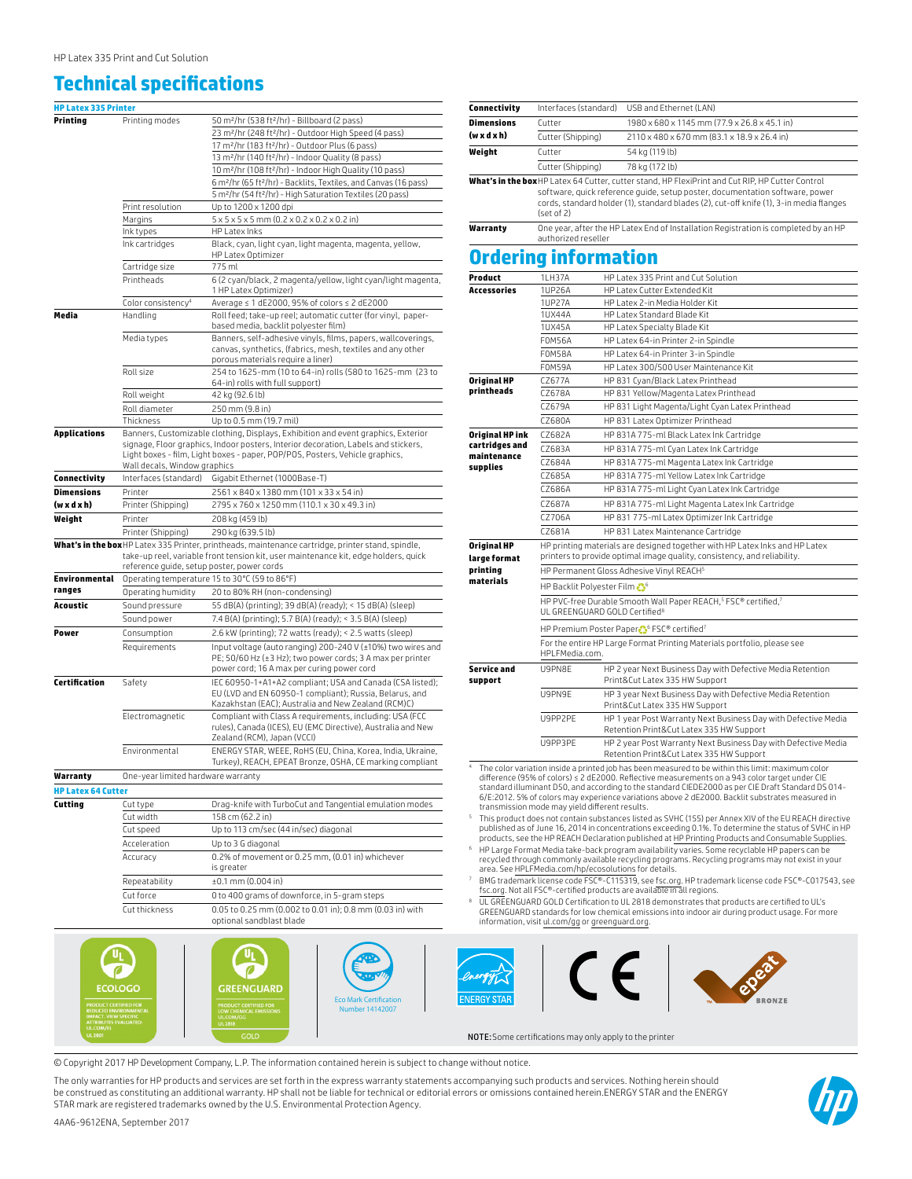HP Latex 335 Print and Cut Solution

# Technical specifications

## HP Latex 335 Printer

| | | |
|---|---|---|
| **Printing** | Printing modes | 50 m²/hr (538 ft²/hr) - Billboard (2 pass)<br>23 m²/hr (248 ft²/hr) - Outdoor High Speed (4 pass)<br>17 m²/hr (183 ft²/hr) - Outdoor Plus (6 pass)<br>13 m²/hr (140 ft²/hr) - Indoor Quality (8 pass)<br>10 m²/hr (108 ft²/hr) - Indoor High Quality (10 pass)<br>6 m²/hr (65 ft²/hr) - Backlits, Textiles, and Canvas (16 pass)<br>5 m²/hr (54 ft²/hr) - High Saturation Textiles (20 pass) |
| | Print resolution | Up to 1200 x 1200 dpi |
| | Margins | 5 x 5 x 5 x 5 mm (0.2 x 0.2 x 0.2 x 0.2 in) |
| | Ink types | HP Latex Inks |
| | Ink cartridges | Black, cyan, light cyan, light magenta, magenta, yellow, HP Latex Optimizer |
| | Cartridge size | 775 ml |
| | Printheads | 6 (2 cyan/black, 2 magenta/yellow, light cyan/light magenta, 1 HP Latex Optimizer) |
| | Color consistency[4] | Average ≤ 1 dE2000, 95% of colors ≤ 2 dE2000 |
| **Media** | Handling | Roll feed; take-up reel; automatic cutter (for vinyl, paper-based media, backlit polyester film) |
| | Media types | Banners, self-adhesive vinyls, films, papers, wallcoverings, canvas, synthetics, (fabrics, mesh, textiles and any other porous materials require a liner) |
| | Roll size | 254 to 1625-mm (10 to 64-in) rolls (580 to 1625-mm (23 to 64-in) rolls with full support) |
| | Roll weight | 42 kg (92.6 lb) |
| | Roll diameter | 250 mm (9.8 in) |
| | Thickness | Up to 0.5 mm (19.7 mil) |
| **Applications** | Banners, Customizable clothing, Displays, Exhibition and event graphics, Exterior signage, Floor graphics, Indoor posters, Interior decoration, Labels and stickers, Light boxes - film, Light boxes - paper, POP/POS, Posters, Vehicle graphics, Wall decals, Window graphics | |
| **Connectivity** | Interfaces (standard) | Gigabit Ethernet (1000Base-T) |
| **Dimensions (w x d x h)** | Printer | 2561 x 840 x 1380 mm (101 x 33 x 54 in) |
| | Printer (Shipping) | 2795 x 760 x 1250 mm (110.1 x 30 x 49.3 in) |
| **Weight** | Printer | 208 kg (459 lb) |
| | Printer (Shipping) | 290 kg (639.5 lb) |
| **What's in the box** | HP Latex 335 Printer, printheads, maintenance cartridge, printer stand, spindle, take-up reel, variable front tension kit, user maintenance kit, edge holders, quick reference guide, setup poster, power cords | |
| **Environmental ranges** | Operating temperature 15 to 30°C (59 to 86°F) | |
| | Operating humidity | 20 to 80% RH (non-condensing) |
| **Acoustic** | Sound pressure | 55 dB(A) (printing); 39 dB(A) (ready); < 15 dB(A) (sleep) |
| | Sound power | 7.4 B(A) (printing); 5.7 B(A) (ready); < 3.5 B(A) (sleep) |
| **Power** | Consumption | 2.6 kW (printing); 72 watts (ready); < 2.5 watts (sleep) |
| | Requirements | Input voltage (auto ranging) 200-240 V (±10%) two wires and PE; 50/60 Hz (±3 Hz); two power cords; 3 A max per printer power cord; 16 A max per curing power cord |
| **Certification** | Safety | IEC 60950-1+A1+A2 compliant; USA and Canada (CSA listed); EU (LVD and EN 60950-1 compliant); Russia, Belarus, and Kazakhstan (EAC); Australia and New Zealand (RCM)C) |
| | Electromagnetic | Compliant with Class A requirements, including: USA (FCC rules), Canada (ICES), EU (EMC Directive), Australia and New Zealand (RCM), Japan (VCCI) |
| | Environmental | ENERGY STAR, WEEE, RoHS (EU, China, Korea, India, Ukraine, Turkey), REACH, EPEAT Bronze, OSHA, CE marking compliant |
| **Warranty** | One-year limited hardware warranty | |

## HP Latex 64 Cutter

| | | |
|---|---|---|
| **Cutting** | Cut type | Drag-knife with TurboCut and Tangential emulation modes |
| | Cut width | 158 cm (62.2 in) |
| | Cut speed | Up to 113 cm/sec (44 in/sec) diagonal |
| | Acceleration | Up to 3 G diagonal |
| | Accuracy | 0.2% of movement or 0.25 mm, (0.01 in) whichever is greater |
| | Repeatability | ±0.1 mm (0.004 in) |
| | Cut force | 0 to 400 grams of downforce, in 5-gram steps |
| | Cut thickness | 0.05 to 0.25 mm (0.002 to 0.01 in); 0.8 mm (0.03 in) with optional sandblast blade |
| **Connectivity** | Interfaces (standard) | USB and Ethernet (LAN) |
| **Dimensions (w x d x h)** | Cutter | 1980 x 680 x 1145 mm (77.9 x 26.8 x 45.1 in) |
| | Cutter (Shipping) | 2110 x 480 x 670 mm (83.1 x 18.9 x 26.4 in) |
| **Weight** | Cutter | 54 kg (119 lb) |
| | Cutter (Shipping) | 78 kg (172 lb) |
| **What's in the box** | HP Latex 64 Cutter, cutter stand, HP FlexiPrint and Cut RIP, HP Cutter Control software, quick reference guide, setup poster, documentation software, power cords, standard holder (1), standard blades (2), cut-off knife (1), 3-in media flanges (set of 2) | |
| **Warranty** | One year, after the HP Latex End of Installation Registration is completed by an HP authorized reseller | |

# Ordering information

| | | |
|---|---|---|
| **Product** | 1LH37A | HP Latex 335 Print and Cut Solution |
| **Accessories** | 1UP26A | HP Latex Cutter Extended Kit |
| | 1UP27A | HP Latex 2-in Media Holder Kit |
| | 1UX44A | HP Latex Standard Blade Kit |
| | 1UX45A | HP Latex Specialty Blade Kit |
| | F0M56A | HP Latex 64-in Printer 2-in Spindle |
| | F0M58A | HP Latex 64-in Printer 3-in Spindle |
| | F0M59A | HP Latex 300/500 User Maintenance Kit |
| **Original HP printheads** | CZ677A | HP 831 Cyan/Black Latex Printhead |
| | CZ678A | HP 831 Yellow/Magenta Latex Printhead |
| | CZ679A | HP 831 Light Magenta/Light Cyan Latex Printhead |
| | CZ680A | HP 831 Latex Optimizer Printhead |
| **Original HP ink cartridges and maintenance supplies** | CZ682A | HP 831A 775-ml Black Latex Ink Cartridge |
| | CZ683A | HP 831A 775-ml Cyan Latex Ink Cartridge |
| | CZ684A | HP 831A 775-ml Magenta Latex Ink Cartridge |
| | CZ685A | HP 831A 775-ml Yellow Latex Ink Cartridge |
| | CZ686A | HP 831A 775-ml Light Cyan Latex Ink Cartridge |
| | CZ687A | HP 831A 775-ml Light Magenta Latex Ink Cartridge |
| | CZ706A | HP 831 775-ml Latex Optimizer Ink Cartridge |
| | CZ681A | HP 831 Latex Maintenance Cartridge |
| **Original HP large format printing materials** | HP printing materials are designed together with HP Latex Inks and HP Latex printers to provide optimal image quality, consistency, and reliability. | |
| | HP Permanent Gloss Adhesive Vinyl REACH[5] | |
| | HP Backlit Polyester Film [6] | |
| | HP PVC-free Durable Smooth Wall Paper REACH,[5] FSC® certified,[7] UL GREENGUARD GOLD Certified[8] | |
| | HP Premium Poster Paper [6] FSC® certified[7] | |
| | For the entire HP Large Format Printing Materials portfolio, please see HPLFMedia.com. | |
| **Service and support** | U9PN8E | HP 2 year Next Business Day with Defective Media Retention Print&Cut Latex 335 HW Support |
| | U9PN9E | HP 3 year Next Business Day with Defective Media Retention Print&Cut Latex 335 HW Support |
| | U9PP2PE | HP 1 year Post Warranty Next Business Day with Defective Media Retention Print&Cut Latex 335 HW Support |
| | U9PP3PE | HP 2 year Post Warranty Next Business Day with Defective Media Retention Print&Cut Latex 335 HW Support |

[4] The color variation inside a printed job has been measured to be within this limit: maximum color difference (95% of colors) ≤ 2 dE2000. Reflective measurements on a 943 color target under CIE standard illuminant D50, and according to the standard CIEDE2000 as per CIE Draft Standard DS 014-6/E:2012. 5% of colors may experience variations above 2 dE2000. Backlit substrates measured in transmission mode may yield different results.

[5] This product does not contain substances listed as SVHC (155) per Annex XIV of the EU REACH directive published as of June 16, 2014 in concentrations exceeding 0.1%. To determine the status of SVHC in HP products, see the HP REACH Declaration published at HP Printing Products and Consumable Supplies.

[6] HP Large Format Media take-back program availability varies. Some recyclable HP papers can be recycled through commonly available recycling programs. Recycling programs may not exist in your area. See HPLFMedia.com/hp/ecosolutions for details.

[7] BMG trademark license code FSC®-C115319, see fsc.org. HP trademark license code FSC®-C017543, see fsc.org. Not all FSC®-certified products are available in all regions.

[8] UL GREENGUARD GOLD Certification to UL 2818 demonstrates that products are certified to UL's GREENGUARD standards for low chemical emissions into indoor air during product usage. For more information, visit ul.com/gg or greenguard.org.

ECOLOGO — PRODUCT CERTIFIED FOR REDUCED ENVIRONMENTAL IMPACT. VIEW SPECIFIC ATTRIBUTES EVALUATED: UL.COM/EL UL 2801

GREENGUARD — PRODUCT CERTIFIED FOR LOW CHEMICAL EMISSIONS UL.COM/GG UL 2818 GOLD

Eco Mark Certification Number 14142007

ENERGY STAR

CE

epeat BRONZE

NOTE: Some certifications may only apply to the printer

© Copyright 2017 HP Development Company, L.P. The information contained herein is subject to change without notice.

The only warranties for HP products and services are set forth in the express warranty statements accompanying such products and services. Nothing herein should be construed as constituting an additional warranty. HP shall not be liable for technical or editorial errors or omissions contained herein.ENERGY STAR and the ENERGY STAR mark are registered trademarks owned by the U.S. Environmental Protection Agency.

4AA6-9612ENA, September 2017